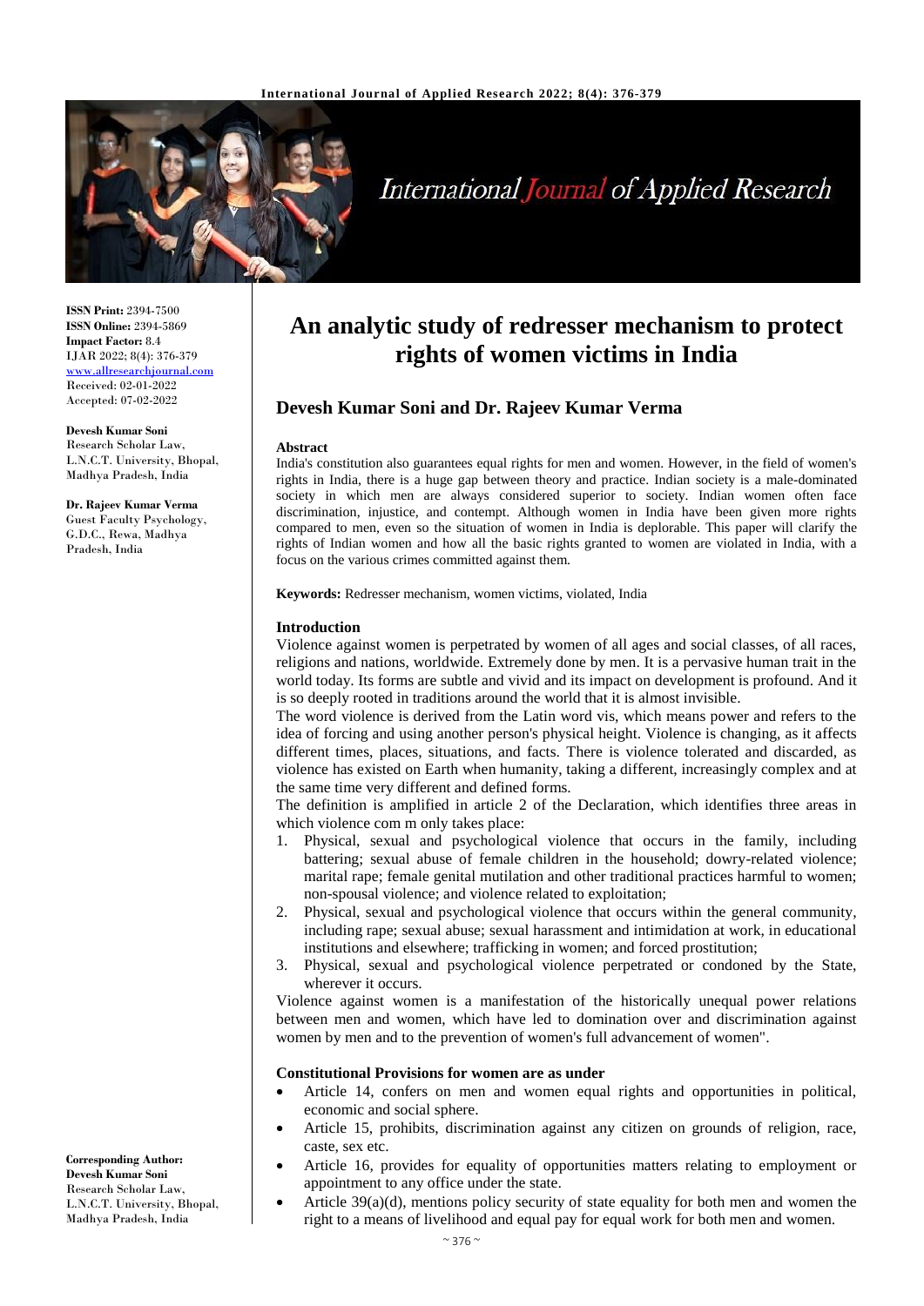**ISSN Print:** 2394-7500
**ISSN Online:** 2394-5869
**Impact Factor:** 8.4
IJAR 2022; 8(4): 376-379
www.allresearchjournal.com
Received: 02-01-2022
Accepted: 07-02-2022

**Devesh Kumar Soni**
Research Scholar Law, L.N.C.T. University, Bhopal, Madhya Pradesh, India

**Dr. Rajeev Kumar Verma**
Guest Faculty Psychology, G.D.C., Rewa, Madhya Pradesh, India

**Corresponding Author:**
**Devesh Kumar Soni**
Research Scholar Law, L.N.C.T. University, Bhopal, Madhya Pradesh, India

# An analytic study of redresser mechanism to protect rights of women victims in India

## Devesh Kumar Soni and Dr. Rajeev Kumar Verma

**Abstract**

India's constitution also guarantees equal rights for men and women. However, in the field of women's rights in India, there is a huge gap between theory and practice. Indian society is a male-dominated society in which men are always considered superior to society. Indian women often face discrimination, injustice, and contempt. Although women in India have been given more rights compared to men, even so the situation of women in India is deplorable. This paper will clarify the rights of Indian women and how all the basic rights granted to women are violated in India, with a focus on the various crimes committed against them.

**Keywords:** Redresser mechanism, women victims, violated, India

### Introduction

Violence against women is perpetrated by women of all ages and social classes, of all races, religions and nations, worldwide. Extremely done by men. It is a pervasive human trait in the world today. Its forms are subtle and vivid and its impact on development is profound. And it is so deeply rooted in traditions around the world that it is almost invisible.

The word violence is derived from the Latin word vis, which means power and refers to the idea of forcing and using another person's physical height. Violence is changing, as it affects different times, places, situations, and facts. There is violence tolerated and discarded, as violence has existed on Earth when humanity, taking a different, increasingly complex and at the same time very different and defined forms.

The definition is amplified in article 2 of the Declaration, which identifies three areas in which violence com m only takes place:

1. Physical, sexual and psychological violence that occurs in the family, including battering; sexual abuse of female children in the household; dowry-related violence; marital rape; female genital mutilation and other traditional practices harmful to women; non-spousal violence; and violence related to exploitation;
2. Physical, sexual and psychological violence that occurs within the general community, including rape; sexual abuse; sexual harassment and intimidation at work, in educational institutions and elsewhere; trafficking in women; and forced prostitution;
3. Physical, sexual and psychological violence perpetrated or condoned by the State, wherever it occurs.

Violence against women is a manifestation of the historically unequal power relations between men and women, which have led to domination over and discrimination against women by men and to the prevention of women's full advancement of women".

### Constitutional Provisions for women are as under

- Article 14, confers on men and women equal rights and opportunities in political, economic and social sphere.
- Article 15, prohibits, discrimination against any citizen on grounds of religion, race, caste, sex etc.
- Article 16, provides for equality of opportunities matters relating to employment or appointment to any office under the state.
- Article 39(a)(d), mentions policy security of state equality for both men and women the right to a means of livelihood and equal pay for equal work for both men and women.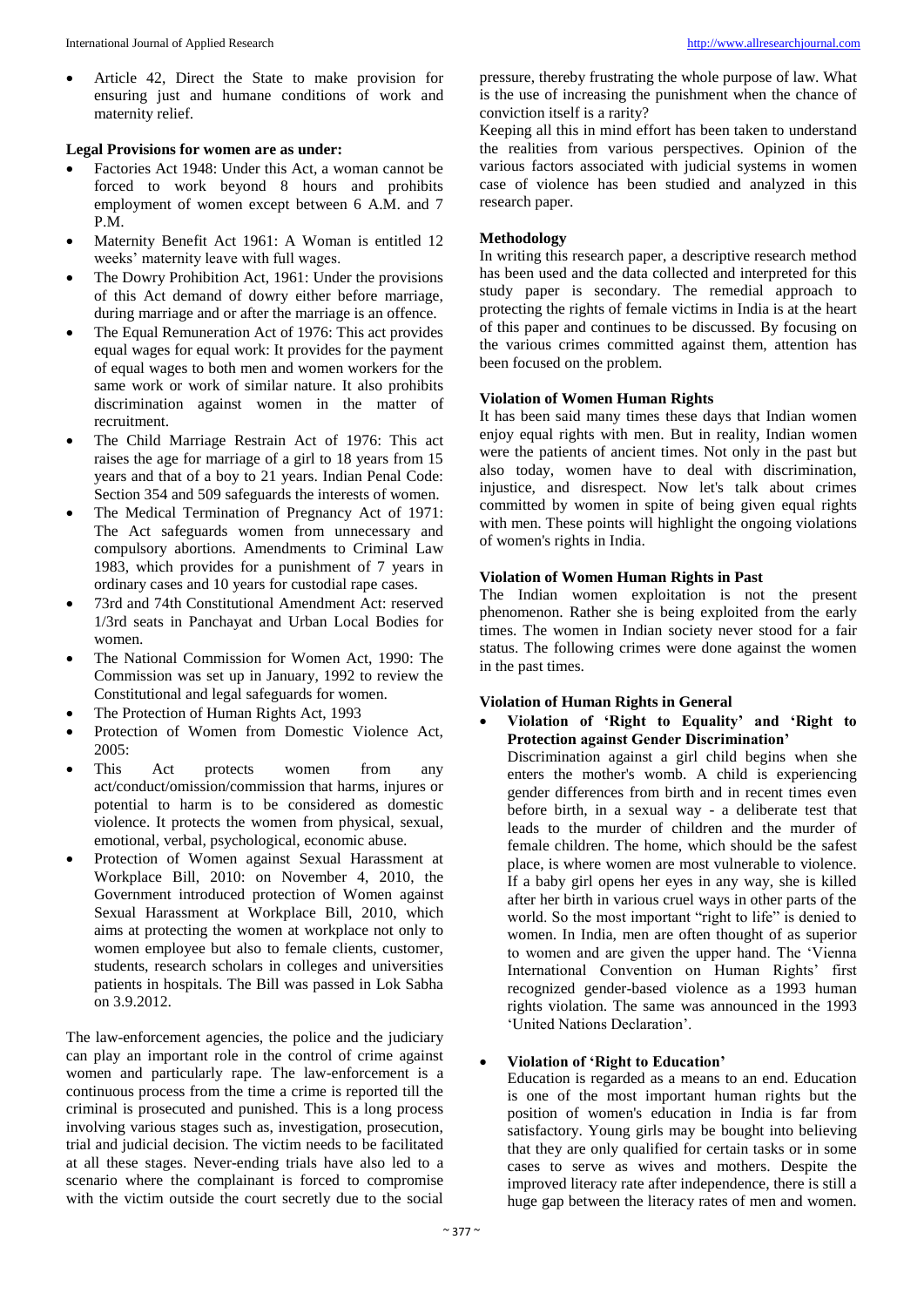- Article 42, Direct the State to make provision for ensuring just and humane conditions of work and maternity relief.

**Legal Provisions for women are as under:**

- Factories Act 1948: Under this Act, a woman cannot be forced to work beyond 8 hours and prohibits employment of women except between 6 A.M. and 7 P.M.
- Maternity Benefit Act 1961: A Woman is entitled 12 weeks' maternity leave with full wages.
- The Dowry Prohibition Act, 1961: Under the provisions of this Act demand of dowry either before marriage, during marriage and or after the marriage is an offence.
- The Equal Remuneration Act of 1976: This act provides equal wages for equal work: It provides for the payment of equal wages to both men and women workers for the same work or work of similar nature. It also prohibits discrimination against women in the matter of recruitment.
- The Child Marriage Restrain Act of 1976: This act raises the age for marriage of a girl to 18 years from 15 years and that of a boy to 21 years. Indian Penal Code: Section 354 and 509 safeguards the interests of women.
- The Medical Termination of Pregnancy Act of 1971: The Act safeguards women from unnecessary and compulsory abortions. Amendments to Criminal Law 1983, which provides for a punishment of 7 years in ordinary cases and 10 years for custodial rape cases.
- 73rd and 74th Constitutional Amendment Act: reserved 1/3rd seats in Panchayat and Urban Local Bodies for women.
- The National Commission for Women Act, 1990: The Commission was set up in January, 1992 to review the Constitutional and legal safeguards for women.
- The Protection of Human Rights Act, 1993
- Protection of Women from Domestic Violence Act, 2005:
- This Act protects women from any act/conduct/omission/commission that harms, injures or potential to harm is to be considered as domestic violence. It protects the women from physical, sexual, emotional, verbal, psychological, economic abuse.
- Protection of Women against Sexual Harassment at Workplace Bill, 2010: on November 4, 2010, the Government introduced protection of Women against Sexual Harassment at Workplace Bill, 2010, which aims at protecting the women at workplace not only to women employee but also to female clients, customer, students, research scholars in colleges and universities patients in hospitals. The Bill was passed in Lok Sabha on 3.9.2012.

The law-enforcement agencies, the police and the judiciary can play an important role in the control of crime against women and particularly rape. The law-enforcement is a continuous process from the time a crime is reported till the criminal is prosecuted and punished. This is a long process involving various stages such as, investigation, prosecution, trial and judicial decision. The victim needs to be facilitated at all these stages. Never-ending trials have also led to a scenario where the complainant is forced to compromise with the victim outside the court secretly due to the social pressure, thereby frustrating the whole purpose of law. What is the use of increasing the punishment when the chance of conviction itself is a rarity?

Keeping all this in mind effort has been taken to understand the realities from various perspectives. Opinion of the various factors associated with judicial systems in women case of violence has been studied and analyzed in this research paper.

**Methodology**

In writing this research paper, a descriptive research method has been used and the data collected and interpreted for this study paper is secondary. The remedial approach to protecting the rights of female victims in India is at the heart of this paper and continues to be discussed. By focusing on the various crimes committed against them, attention has been focused on the problem.

**Violation of Women Human Rights**

It has been said many times these days that Indian women enjoy equal rights with men. But in reality, Indian women were the patients of ancient times. Not only in the past but also today, women have to deal with discrimination, injustice, and disrespect. Now let's talk about crimes committed by women in spite of being given equal rights with men. These points will highlight the ongoing violations of women's rights in India.

**Violation of Women Human Rights in Past**

The Indian women exploitation is not the present phenomenon. Rather she is being exploited from the early times. The women in Indian society never stood for a fair status. The following crimes were done against the women in the past times.

**Violation of Human Rights in General**

- **Violation of 'Right to Equality' and 'Right to Protection against Gender Discrimination'**
  Discrimination against a girl child begins when she enters the mother's womb. A child is experiencing gender differences from birth and in recent times even before birth, in a sexual way - a deliberate test that leads to the murder of children and the murder of female children. The home, which should be the safest place, is where women are most vulnerable to violence. If a baby girl opens her eyes in any way, she is killed after her birth in various cruel ways in other parts of the world. So the most important "right to life" is denied to women. In India, men are often thought of as superior to women and are given the upper hand. The 'Vienna International Convention on Human Rights' first recognized gender-based violence as a 1993 human rights violation. The same was announced in the 1993 'United Nations Declaration'.

- **Violation of 'Right to Education'**
  Education is regarded as a means to an end. Education is one of the most important human rights but the position of women's education in India is far from satisfactory. Young girls may be bought into believing that they are only qualified for certain tasks or in some cases to serve as wives and mothers. Despite the improved literacy rate after independence, there is still a huge gap between the literacy rates of men and women.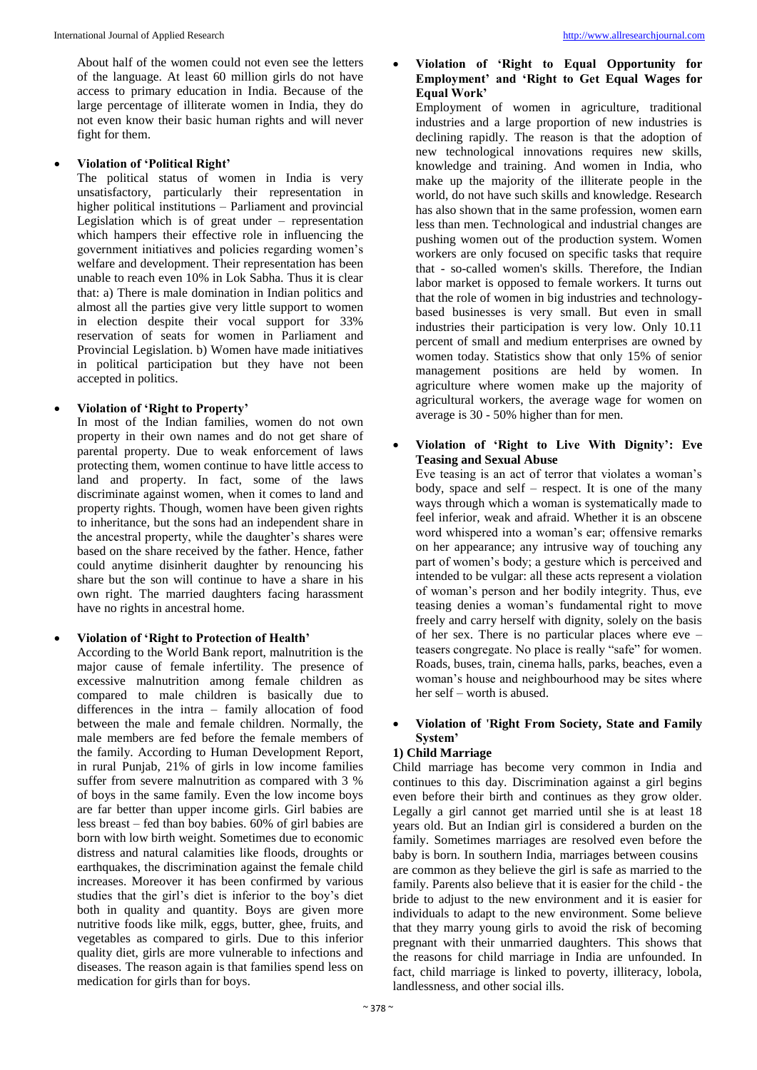About half of the women could not even see the letters of the language. At least 60 million girls do not have access to primary education in India. Because of the large percentage of illiterate women in India, they do not even know their basic human rights and will never fight for them.

- **Violation of 'Political Right'**
  The political status of women in India is very unsatisfactory, particularly their representation in higher political institutions – Parliament and provincial Legislation which is of great under – representation which hampers their effective role in influencing the government initiatives and policies regarding women's welfare and development. Their representation has been unable to reach even 10% in Lok Sabha. Thus it is clear that: a) There is male domination in Indian politics and almost all the parties give very little support to women in election despite their vocal support for 33% reservation of seats for women in Parliament and Provincial Legislation. b) Women have made initiatives in political participation but they have not been accepted in politics.

- **Violation of 'Right to Property'**
  In most of the Indian families, women do not own property in their own names and do not get share of parental property. Due to weak enforcement of laws protecting them, women continue to have little access to land and property. In fact, some of the laws discriminate against women, when it comes to land and property rights. Though, women have been given rights to inheritance, but the sons had an independent share in the ancestral property, while the daughter's shares were based on the share received by the father. Hence, father could anytime disinherit daughter by renouncing his share but the son will continue to have a share in his own right. The married daughters facing harassment have no rights in ancestral home.

- **Violation of 'Right to Protection of Health'**
  According to the World Bank report, malnutrition is the major cause of female infertility. The presence of excessive malnutrition among female children as compared to male children is basically due to differences in the intra – family allocation of food between the male and female children. Normally, the male members are fed before the female members of the family. According to Human Development Report, in rural Punjab, 21% of girls in low income families suffer from severe malnutrition as compared with 3 % of boys in the same family. Even the low income boys are far better than upper income girls. Girl babies are less breast – fed than boy babies. 60% of girl babies are born with low birth weight. Sometimes due to economic distress and natural calamities like floods, droughts or earthquakes, the discrimination against the female child increases. Moreover it has been confirmed by various studies that the girl's diet is inferior to the boy's diet both in quality and quantity. Boys are given more nutritive foods like milk, eggs, butter, ghee, fruits, and vegetables as compared to girls. Due to this inferior quality diet, girls are more vulnerable to infections and diseases. The reason again is that families spend less on medication for girls than for boys.

- **Violation of 'Right to Equal Opportunity for Employment' and 'Right to Get Equal Wages for Equal Work'**
  Employment of women in agriculture, traditional industries and a large proportion of new industries is declining rapidly. The reason is that the adoption of new technological innovations requires new skills, knowledge and training. And women in India, who make up the majority of the illiterate people in the world, do not have such skills and knowledge. Research has also shown that in the same profession, women earn less than men. Technological and industrial changes are pushing women out of the production system. Women workers are only focused on specific tasks that require that - so-called women's skills. Therefore, the Indian labor market is opposed to female workers. It turns out that the role of women in big industries and technology-based businesses is very small. But even in small industries their participation is very low. Only 10.11 percent of small and medium enterprises are owned by women today. Statistics show that only 15% of senior management positions are held by women. In agriculture where women make up the majority of agricultural workers, the average wage for women on average is 30 - 50% higher than for men.

- **Violation of 'Right to Live With Dignity': Eve Teasing and Sexual Abuse**
  Eve teasing is an act of terror that violates a woman's body, space and self – respect. It is one of the many ways through which a woman is systematically made to feel inferior, weak and afraid. Whether it is an obscene word whispered into a woman's ear; offensive remarks on her appearance; any intrusive way of touching any part of women's body; a gesture which is perceived and intended to be vulgar: all these acts represent a violation of woman's person and her bodily integrity. Thus, eve teasing denies a woman's fundamental right to move freely and carry herself with dignity, solely on the basis of her sex. There is no particular places where eve – teasers congregate. No place is really "safe" for women. Roads, buses, train, cinema halls, parks, beaches, even a woman's house and neighbourhood may be sites where her self – worth is abused.

- **Violation of 'Right From Society, State and Family System'**

**1) Child Marriage**

Child marriage has become very common in India and continues to this day. Discrimination against a girl begins even before their birth and continues as they grow older. Legally a girl cannot get married until she is at least 18 years old. But an Indian girl is considered a burden on the family. Sometimes marriages are resolved even before the baby is born. In southern India, marriages between cousins are common as they believe the girl is safe as married to the family. Parents also believe that it is easier for the child - the bride to adjust to the new environment and it is easier for individuals to adapt to the new environment. Some believe that they marry young girls to avoid the risk of becoming pregnant with their unmarried daughters. This shows that the reasons for child marriage in India are unfounded. In fact, child marriage is linked to poverty, illiteracy, lobola, landlessness, and other social ills.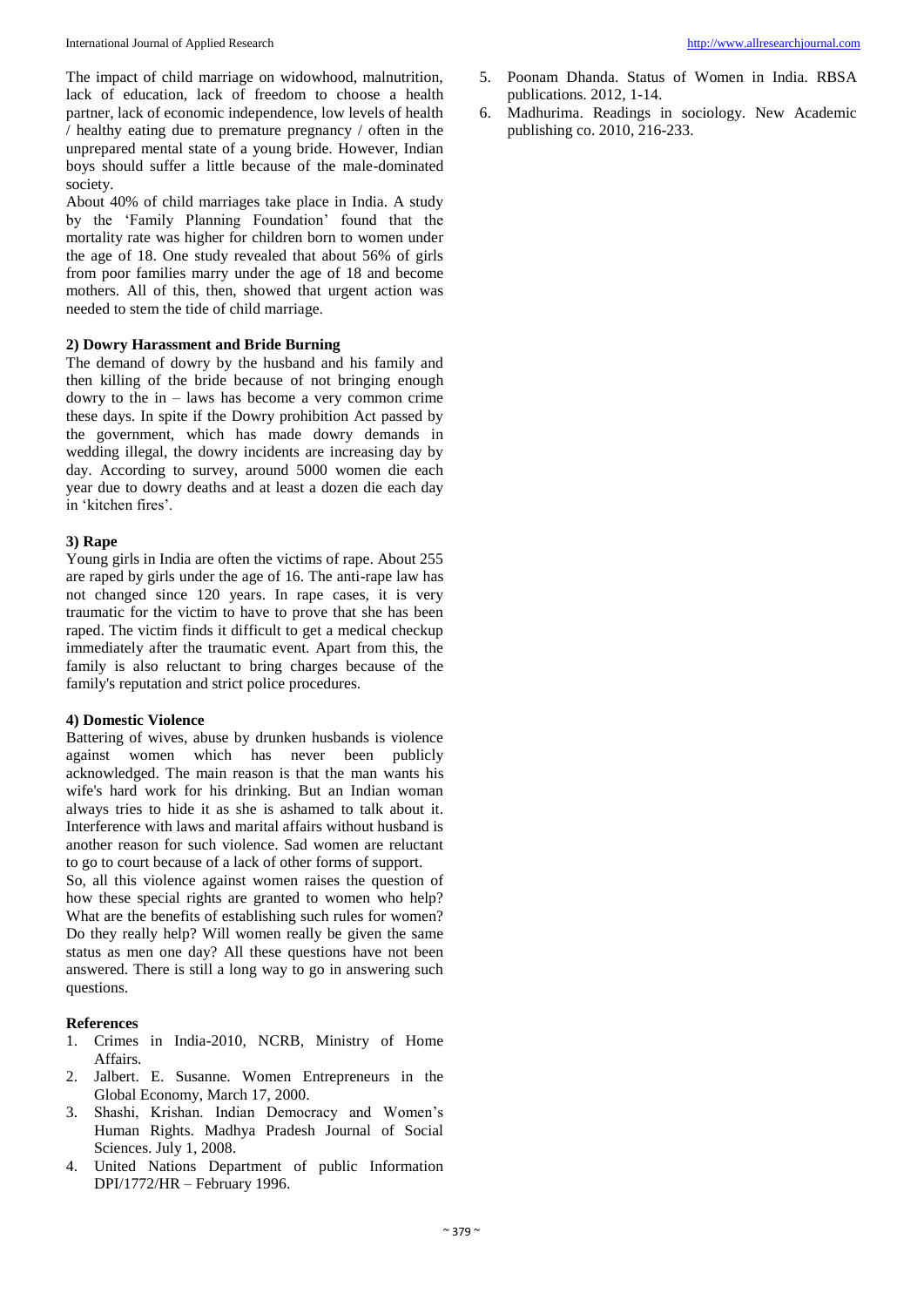The impact of child marriage on widowhood, malnutrition, lack of education, lack of freedom to choose a health partner, lack of economic independence, low levels of health / healthy eating due to premature pregnancy / often in the unprepared mental state of a young bride. However, Indian boys should suffer a little because of the male-dominated society.

About 40% of child marriages take place in India. A study by the 'Family Planning Foundation' found that the mortality rate was higher for children born to women under the age of 18. One study revealed that about 56% of girls from poor families marry under the age of 18 and become mothers. All of this, then, showed that urgent action was needed to stem the tide of child marriage.

**2) Dowry Harassment and Bride Burning**

The demand of dowry by the husband and his family and then killing of the bride because of not bringing enough dowry to the in – laws has become a very common crime these days. In spite if the Dowry prohibition Act passed by the government, which has made dowry demands in wedding illegal, the dowry incidents are increasing day by day. According to survey, around 5000 women die each year due to dowry deaths and at least a dozen die each day in 'kitchen fires'.

**3) Rape**

Young girls in India are often the victims of rape. About 255 are raped by girls under the age of 16. The anti-rape law has not changed since 120 years. In rape cases, it is very traumatic for the victim to have to prove that she has been raped. The victim finds it difficult to get a medical checkup immediately after the traumatic event. Apart from this, the family is also reluctant to bring charges because of the family's reputation and strict police procedures.

**4) Domestic Violence**

Battering of wives, abuse by drunken husbands is violence against women which has never been publicly acknowledged. The main reason is that the man wants his wife's hard work for his drinking. But an Indian woman always tries to hide it as she is ashamed to talk about it. Interference with laws and marital affairs without husband is another reason for such violence. Sad women are reluctant to go to court because of a lack of other forms of support.

So, all this violence against women raises the question of how these special rights are granted to women who help? What are the benefits of establishing such rules for women? Do they really help? Will women really be given the same status as men one day? All these questions have not been answered. There is still a long way to go in answering such questions.

**References**

1. Crimes in India-2010, NCRB, Ministry of Home Affairs.
2. Jalbert. E. Susanne. Women Entrepreneurs in the Global Economy, March 17, 2000.
3. Shashi, Krishan. Indian Democracy and Women's Human Rights. Madhya Pradesh Journal of Social Sciences. July 1, 2008.
4. United Nations Department of public Information DPI/1772/HR – February 1996.
5. Poonam Dhanda. Status of Women in India. RBSA publications. 2012, 1-14.
6. Madhurima. Readings in sociology. New Academic publishing co. 2010, 216-233.